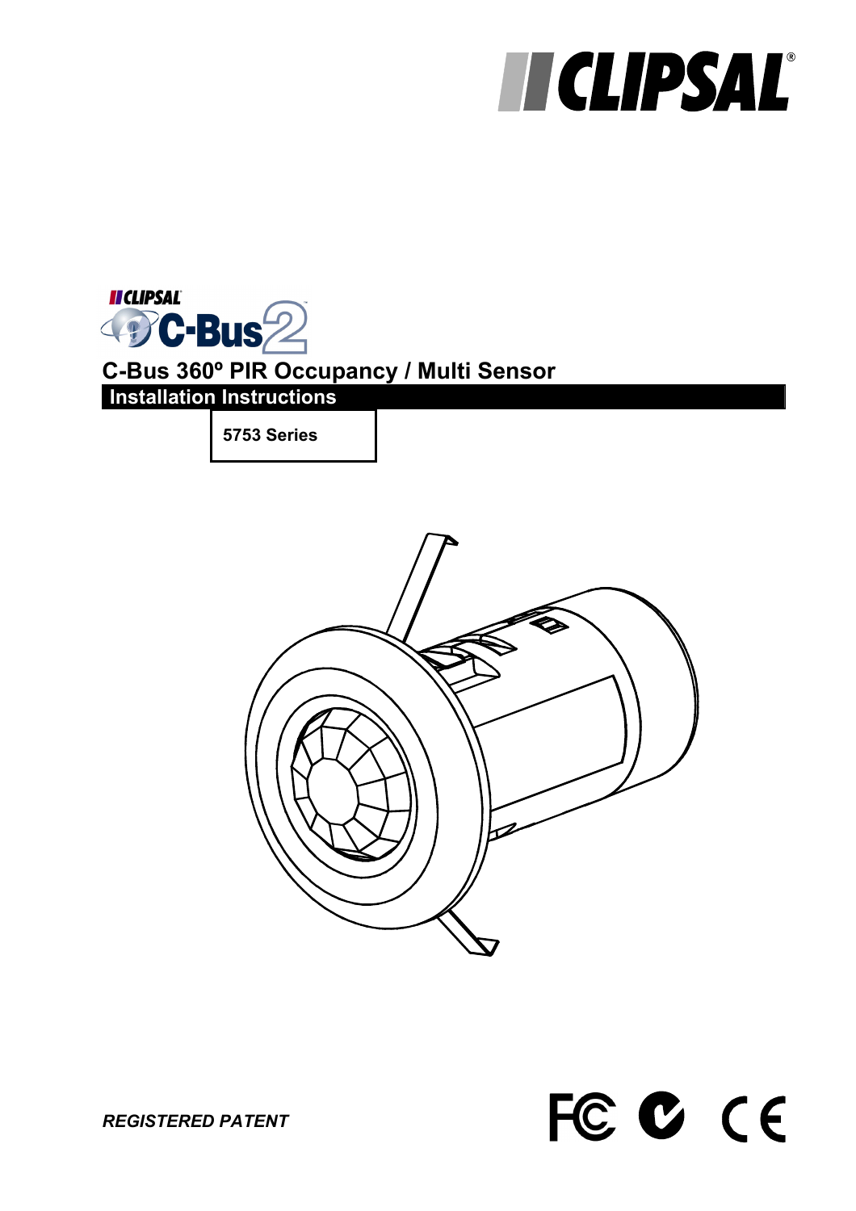CLIPSAL

CLIPSAL C-Bus 2

# C-Bus 360º PIR Occupancy / Multi Sensor

## Installation Instructions

**5753 Series**

*REGISTERED PATENT*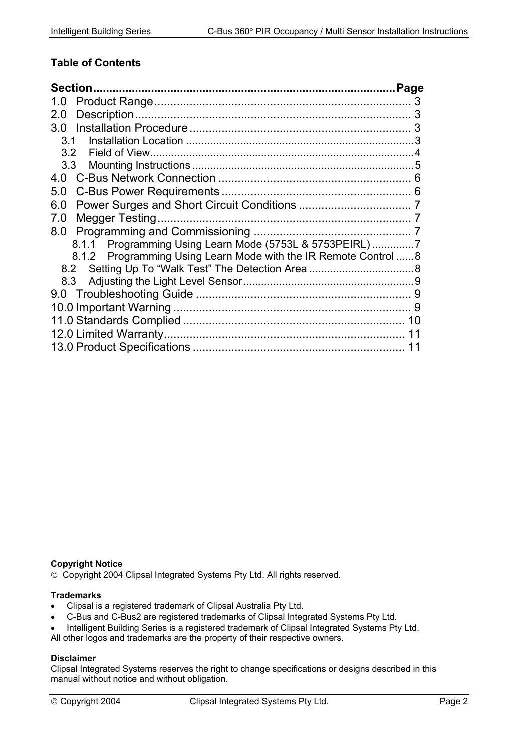**Table of Contents**

| Section | Page |
|---|---|
| 1.0 Product Range | 3 |
| 2.0 Description | 3 |
| 3.0 Installation Procedure | 3 |
| 3.1 Installation Location | 3 |
| 3.2 Field of View | 4 |
| 3.3 Mounting Instructions | 5 |
| 4.0 C-Bus Network Connection | 6 |
| 5.0 C-Bus Power Requirements | 6 |
| 6.0 Power Surges and Short Circuit Conditions | 7 |
| 7.0 Megger Testing | 7 |
| 8.0 Programming and Commissioning | 7 |
| 8.1.1 Programming Using Learn Mode (5753L & 5753PEIRL) | 7 |
| 8.1.2 Programming Using Learn Mode with the IR Remote Control | 8 |
| 8.2 Setting Up To "Walk Test" The Detection Area | 8 |
| 8.3 Adjusting the Light Level Sensor | 9 |
| 9.0 Troubleshooting Guide | 9 |
| 10.0 Important Warning | 9 |
| 11.0 Standards Complied | 10 |
| 12.0 Limited Warranty | 11 |
| 13.0 Product Specifications | 11 |

**Copyright Notice**

© Copyright 2004 Clipsal Integrated Systems Pty Ltd. All rights reserved.

**Trademarks**

- Clipsal is a registered trademark of Clipsal Australia Pty Ltd.
- C-Bus and C-Bus2 are registered trademarks of Clipsal Integrated Systems Pty Ltd.
- Intelligent Building Series is a registered trademark of Clipsal Integrated Systems Pty Ltd.

All other logos and trademarks are the property of their respective owners.

**Disclaimer**

Clipsal Integrated Systems reserves the right to change specifications or designs described in this manual without notice and without obligation.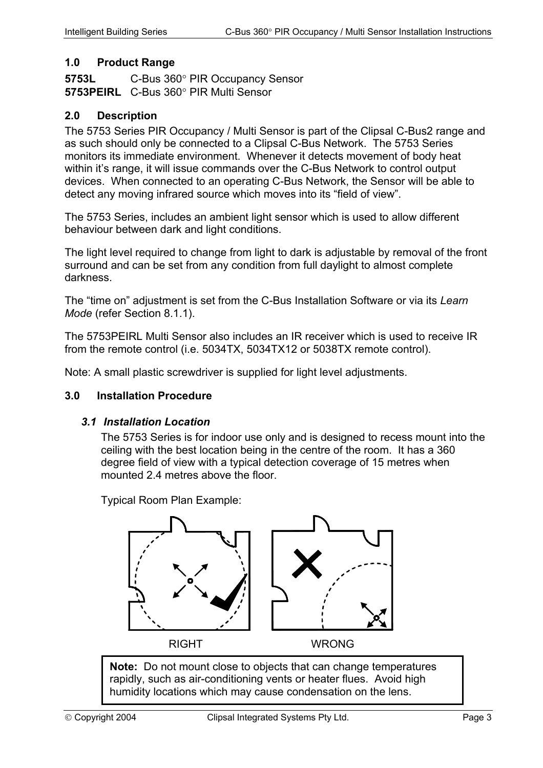## 1.0 Product Range

**5753L** C-Bus 360° PIR Occupancy Sensor
**5753PEIRL** C-Bus 360° PIR Multi Sensor

## 2.0 Description

The 5753 Series PIR Occupancy / Multi Sensor is part of the Clipsal C-Bus2 range and as such should only be connected to a Clipsal C-Bus Network. The 5753 Series monitors its immediate environment. Whenever it detects movement of body heat within it's range, it will issue commands over the C-Bus Network to control output devices. When connected to an operating C-Bus Network, the Sensor will be able to detect any moving infrared source which moves into its "field of view".

The 5753 Series, includes an ambient light sensor which is used to allow different behaviour between dark and light conditions.

The light level required to change from light to dark is adjustable by removal of the front surround and can be set from any condition from full daylight to almost complete darkness.

The "time on" adjustment is set from the C-Bus Installation Software or via its *Learn Mode* (refer Section 8.1.1).

The 5753PEIRL Multi Sensor also includes an IR receiver which is used to receive IR from the remote control (i.e. 5034TX, 5034TX12 or 5038TX remote control).

Note: A small plastic screwdriver is supplied for light level adjustments.

## 3.0 Installation Procedure

### *3.1 Installation Location*

The 5753 Series is for indoor use only and is designed to recess mount into the ceiling with the best location being in the centre of the room. It has a 360 degree field of view with a typical detection coverage of 15 metres when mounted 2.4 metres above the floor.

Typical Room Plan Example:

RIGHT WRONG

> **Note:** Do not mount close to objects that can change temperatures rapidly, such as air-conditioning vents or heater flues. Avoid high humidity locations which may cause condensation on the lens.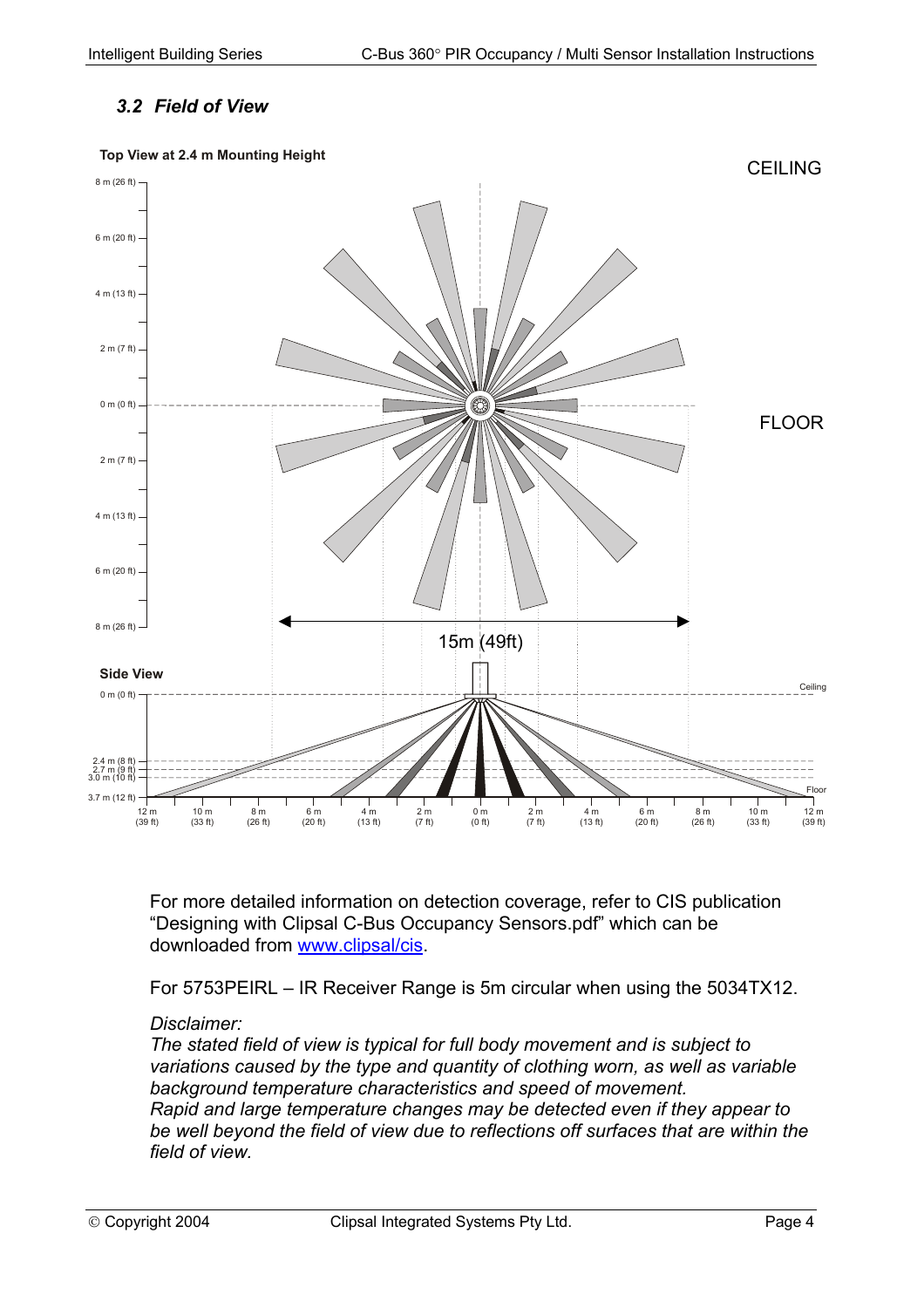### 3.2 Field of View

**Top View at 2.4 m Mounting Height**

CEILING

FLOOR

15m (49ft)

**Side View**

For more detailed information on detection coverage, refer to CIS publication "Designing with Clipsal C-Bus Occupancy Sensors.pdf" which can be downloaded from [www.clipsal/cis](www.clipsal/cis).

For 5753PEIRL – IR Receiver Range is 5m circular when using the 5034TX12.

*Disclaimer:*
*The stated field of view is typical for full body movement and is subject to variations caused by the type and quantity of clothing worn, as well as variable background temperature characteristics and speed of movement.*
*Rapid and large temperature changes may be detected even if they appear to be well beyond the field of view due to reflections off surfaces that are within the field of view.*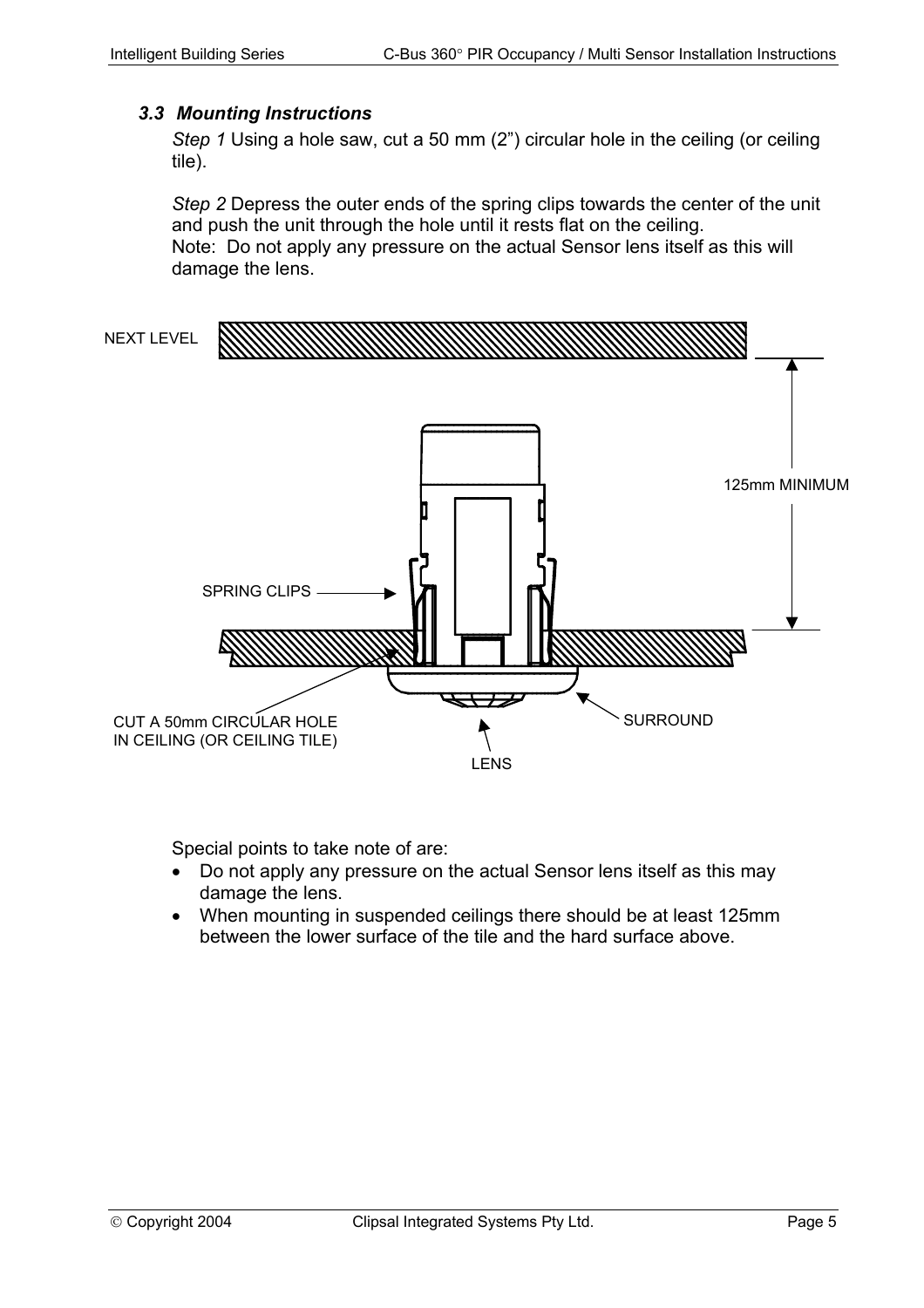### *3.3 Mounting Instructions*

*Step 1* Using a hole saw, cut a 50 mm (2”) circular hole in the ceiling (or ceiling tile).

*Step 2* Depress the outer ends of the spring clips towards the center of the unit and push the unit through the hole until it rests flat on the ceiling.
Note: Do not apply any pressure on the actual Sensor lens itself as this will damage the lens.

NEXT LEVEL

125mm MINIMUM

SPRING CLIPS

CUT A 50mm CIRCULAR HOLE IN CEILING (OR CEILING TILE)

SURROUND

LENS

Special points to take note of are:

- Do not apply any pressure on the actual Sensor lens itself as this may damage the lens.
- When mounting in suspended ceilings there should be at least 125mm between the lower surface of the tile and the hard surface above.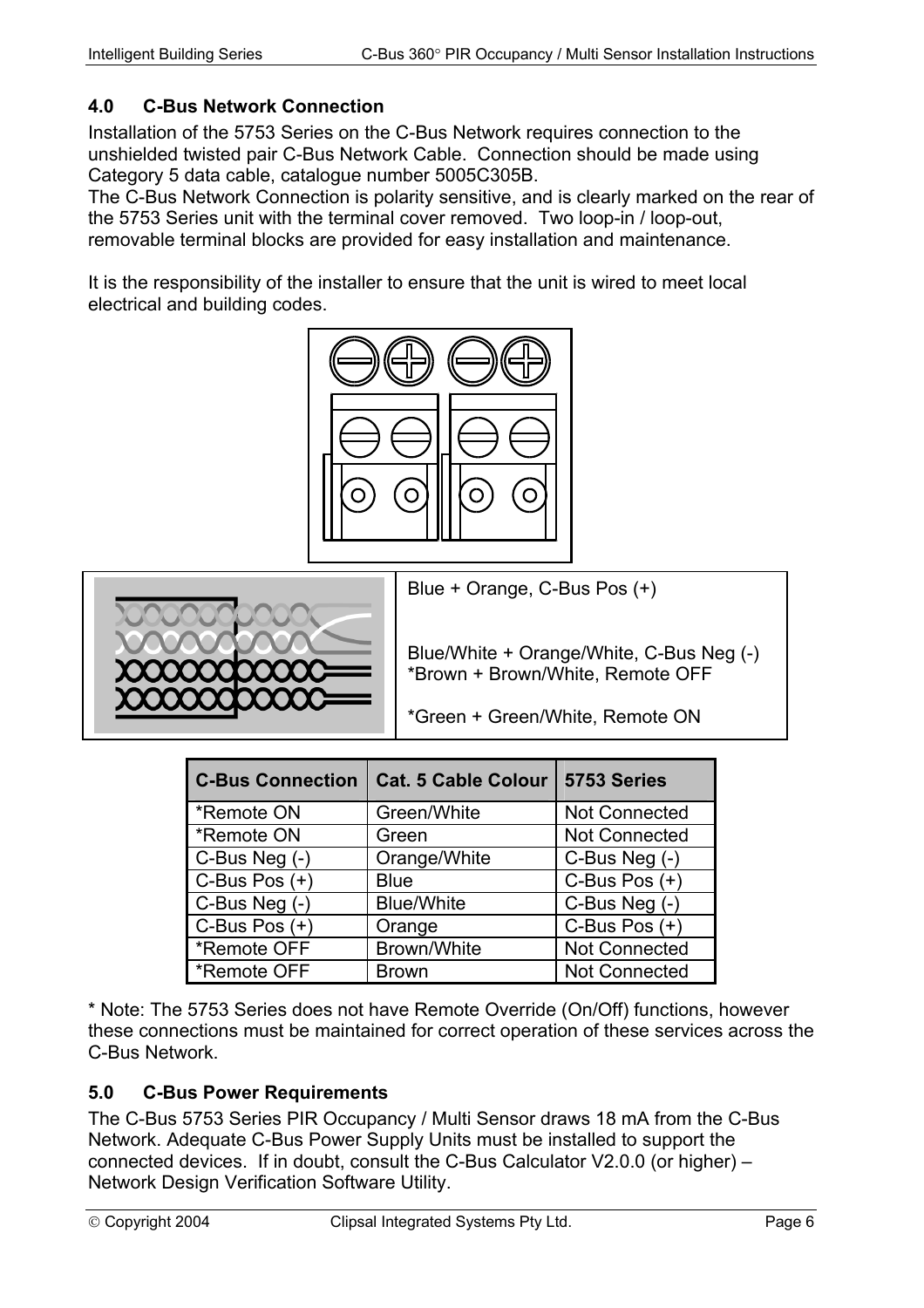## 4.0 C-Bus Network Connection

Installation of the 5753 Series on the C-Bus Network requires connection to the unshielded twisted pair C-Bus Network Cable. Connection should be made using Category 5 data cable, catalogue number 5005C305B.
The C-Bus Network Connection is polarity sensitive, and is clearly marked on the rear of the 5753 Series unit with the terminal cover removed. Two loop-in / loop-out, removable terminal blocks are provided for easy installation and maintenance.

It is the responsibility of the installer to ensure that the unit is wired to meet local electrical and building codes.

Blue + Orange, C-Bus Pos (+)

Blue/White + Orange/White, C-Bus Neg (-)
*Brown + Brown/White, Remote OFF

*Green + Green/White, Remote ON

| C-Bus Connection | Cat. 5 Cable Colour | 5753 Series |
|---|---|---|
| *Remote ON | Green/White | Not Connected |
| *Remote ON | Green | Not Connected |
| C-Bus Neg (-) | Orange/White | C-Bus Neg (-) |
| C-Bus Pos (+) | Blue | C-Bus Pos (+) |
| C-Bus Neg (-) | Blue/White | C-Bus Neg (-) |
| C-Bus Pos (+) | Orange | C-Bus Pos (+) |
| *Remote OFF | Brown/White | Not Connected |
| *Remote OFF | Brown | Not Connected |

* Note: The 5753 Series does not have Remote Override (On/Off) functions, however these connections must be maintained for correct operation of these services across the C-Bus Network.

## 5.0 C-Bus Power Requirements

The C-Bus 5753 Series PIR Occupancy / Multi Sensor draws 18 mA from the C-Bus Network. Adequate C-Bus Power Supply Units must be installed to support the connected devices. If in doubt, consult the C-Bus Calculator V2.0.0 (or higher) – Network Design Verification Software Utility.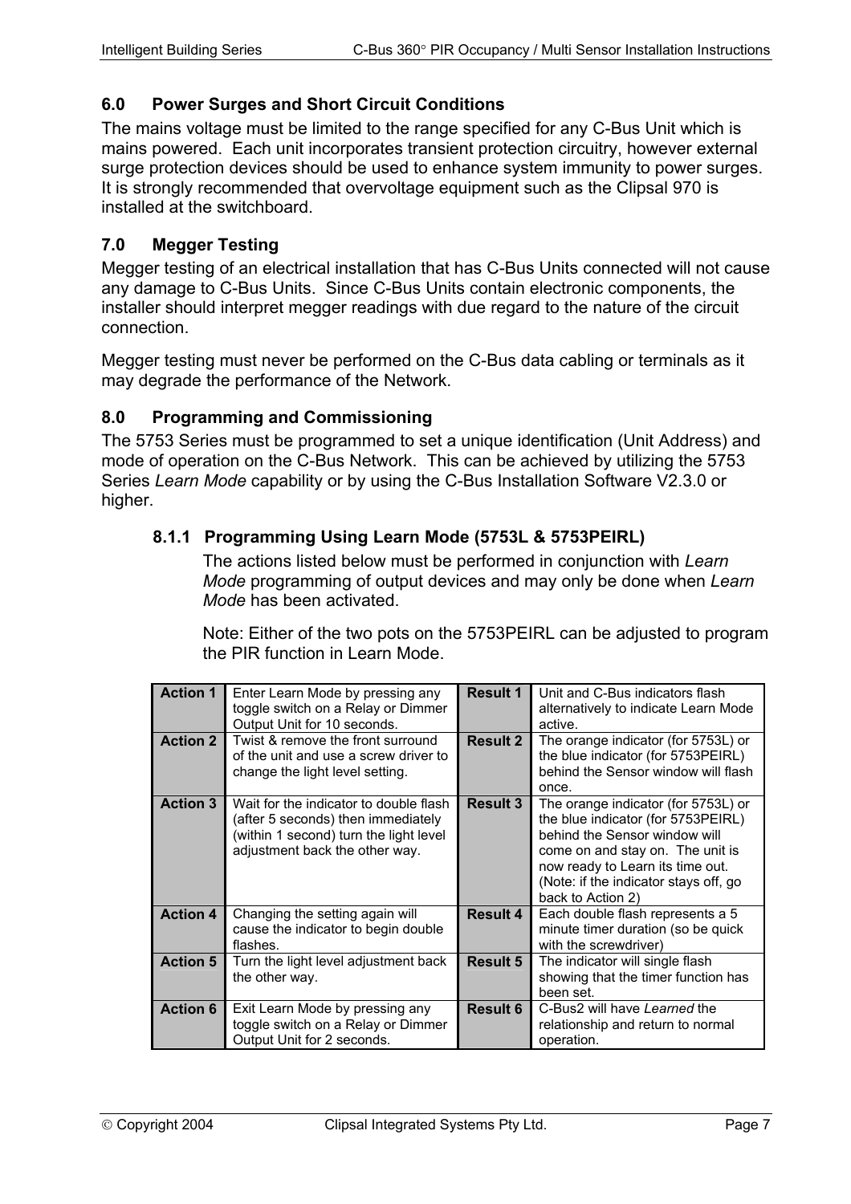## 6.0 Power Surges and Short Circuit Conditions

The mains voltage must be limited to the range specified for any C-Bus Unit which is mains powered. Each unit incorporates transient protection circuitry, however external surge protection devices should be used to enhance system immunity to power surges. It is strongly recommended that overvoltage equipment such as the Clipsal 970 is installed at the switchboard.

## 7.0 Megger Testing

Megger testing of an electrical installation that has C-Bus Units connected will not cause any damage to C-Bus Units. Since C-Bus Units contain electronic components, the installer should interpret megger readings with due regard to the nature of the circuit connection.

Megger testing must never be performed on the C-Bus data cabling or terminals as it may degrade the performance of the Network.

## 8.0 Programming and Commissioning

The 5753 Series must be programmed to set a unique identification (Unit Address) and mode of operation on the C-Bus Network. This can be achieved by utilizing the 5753 Series *Learn Mode* capability or by using the C-Bus Installation Software V2.3.0 or higher.

### 8.1.1 Programming Using Learn Mode (5753L & 5753PEIRL)

The actions listed below must be performed in conjunction with *Learn Mode* programming of output devices and may only be done when *Learn Mode* has been activated.

Note: Either of the two pots on the 5753PEIRL can be adjusted to program the PIR function in Learn Mode.

| | | | |
|---|---|---|---|
| **Action 1** | Enter Learn Mode by pressing any toggle switch on a Relay or Dimmer Output Unit for 10 seconds. | **Result 1** | Unit and C-Bus indicators flash alternatively to indicate Learn Mode active. |
| **Action 2** | Twist & remove the front surround of the unit and use a screw driver to change the light level setting. | **Result 2** | The orange indicator (for 5753L) or the blue indicator (for 5753PEIRL) behind the Sensor window will flash once. |
| **Action 3** | Wait for the indicator to double flash (after 5 seconds) then immediately (within 1 second) turn the light level adjustment back the other way. | **Result 3** | The orange indicator (for 5753L) or the blue indicator (for 5753PEIRL) behind the Sensor window will come on and stay on. The unit is now ready to Learn its time out. (Note: if the indicator stays off, go back to Action 2) |
| **Action 4** | Changing the setting again will cause the indicator to begin double flashes. | **Result 4** | Each double flash represents a 5 minute timer duration (so be quick with the screwdriver) |
| **Action 5** | Turn the light level adjustment back the other way. | **Result 5** | The indicator will single flash showing that the timer function has been set. |
| **Action 6** | Exit Learn Mode by pressing any toggle switch on a Relay or Dimmer Output Unit for 2 seconds. | **Result 6** | C-Bus2 will have *Learned* the relationship and return to normal operation. |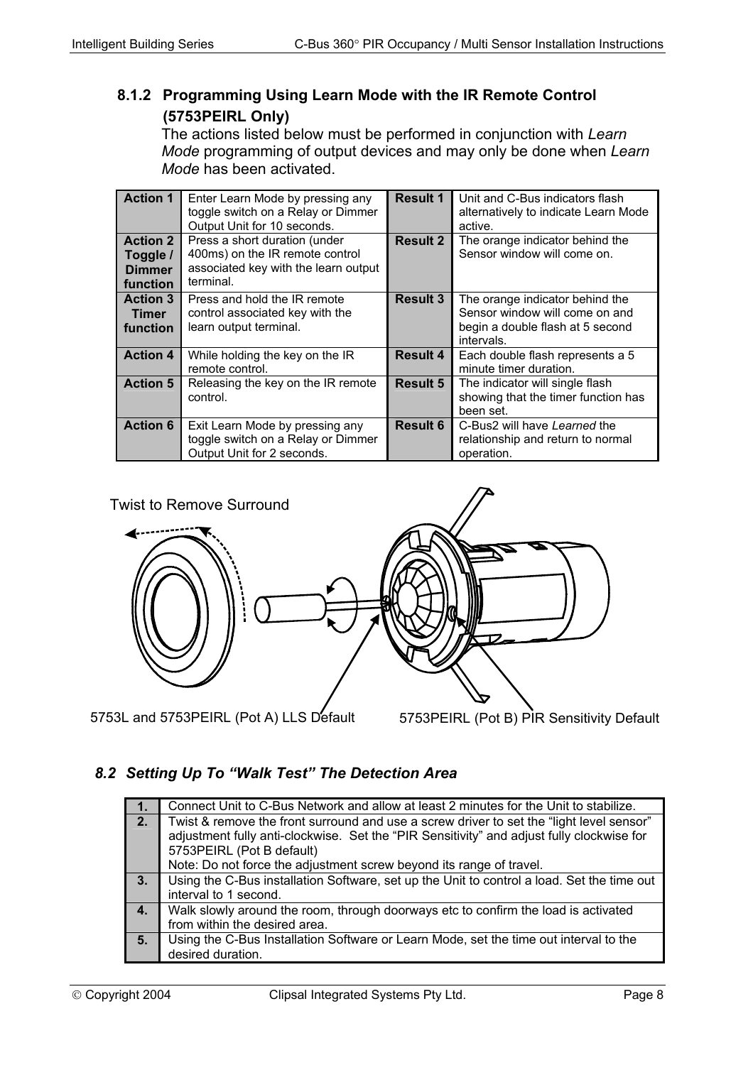### 8.1.2 Programming Using Learn Mode with the IR Remote Control (5753PEIRL Only)

The actions listed below must be performed in conjunction with *Learn Mode* programming of output devices and may only be done when *Learn Mode* has been activated.

| | | | |
|---|---|---|---|
| **Action 1** | Enter Learn Mode by pressing any toggle switch on a Relay or Dimmer Output Unit for 10 seconds. | **Result 1** | Unit and C-Bus indicators flash alternatively to indicate Learn Mode active. |
| **Action 2 Toggle / Dimmer function** | Press a short duration (under 400ms) on the IR remote control associated key with the learn output terminal. | **Result 2** | The orange indicator behind the Sensor window will come on. |
| **Action 3 Timer function** | Press and hold the IR remote control associated key with the learn output terminal. | **Result 3** | The orange indicator behind the Sensor window will come on and begin a double flash at 5 second intervals. |
| **Action 4** | While holding the key on the IR remote control. | **Result 4** | Each double flash represents a 5 minute timer duration. |
| **Action 5** | Releasing the key on the IR remote control. | **Result 5** | The indicator will single flash showing that the timer function has been set. |
| **Action 6** | Exit Learn Mode by pressing any toggle switch on a Relay or Dimmer Output Unit for 2 seconds. | **Result 6** | C-Bus2 will have *Learned* the relationship and return to normal operation. |

Twist to Remove Surround

5753L and 5753PEIRL (Pot A) LLS Default

5753PEIRL (Pot B) PIR Sensitivity Default

## *8.2 Setting Up To "Walk Test" The Detection Area*

| | |
|---|---|
| **1.** | Connect Unit to C-Bus Network and allow at least 2 minutes for the Unit to stabilize. |
| **2.** | Twist & remove the front surround and use a screw driver to set the "light level sensor" adjustment fully anti-clockwise. Set the "PIR Sensitivity" and adjust fully clockwise for 5753PEIRL (Pot B default)<br>Note: Do not force the adjustment screw beyond its range of travel. |
| **3.** | Using the C-Bus installation Software, set up the Unit to control a load. Set the time out interval to 1 second. |
| **4.** | Walk slowly around the room, through doorways etc to confirm the load is activated from within the desired area. |
| **5.** | Using the C-Bus Installation Software or Learn Mode, set the time out interval to the desired duration. |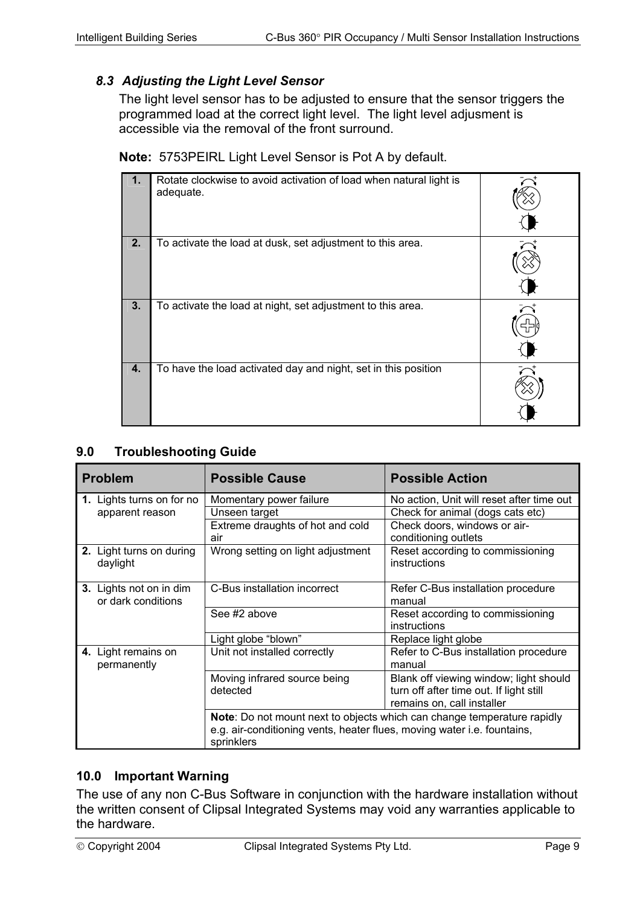### *8.3 Adjusting the Light Level Sensor*

The light level sensor has to be adjusted to ensure that the sensor triggers the programmed load at the correct light level. The light level adjusment is accessible via the removal of the front surround.

**Note:** 5753PEIRL Light Level Sensor is Pot A by default.

| | | |
|---|---|---|
| **1.** | Rotate clockwise to avoid activation of load when natural light is adequate. | |
| **2.** | To activate the load at dusk, set adjustment to this area. | |
| **3.** | To activate the load at night, set adjustment to this area. | |
| **4.** | To have the load activated day and night, set in this position | |

## 9.0 Troubleshooting Guide

| Problem | Possible Cause | Possible Action |
|---|---|---|
| **1.** Lights turns on for no apparent reason | Momentary power failure | No action, Unit will reset after time out |
| | Unseen target | Check for animal (dogs cats etc) |
| | Extreme draughts of hot and cold air | Check doors, windows or air-conditioning outlets |
| **2.** Light turns on during daylight | Wrong setting on light adjustment | Reset according to commissioning instructions |
| **3.** Lights not on in dim or dark conditions | C-Bus installation incorrect | Refer C-Bus installation procedure manual |
| | See #2 above | Reset according to commissioning instructions |
| | Light globe “blown” | Replace light globe |
| **4.** Light remains on permanently | Unit not installed correctly | Refer to C-Bus installation procedure manual |
| | Moving infrared source being detected | Blank off viewing window; light should turn off after time out. If light still remains on, call installer |
| | **Note**: Do not mount next to objects which can change temperature rapidly e.g. air-conditioning vents, heater flues, moving water i.e. fountains, sprinklers | |

## 10.0 Important Warning

The use of any non C-Bus Software in conjunction with the hardware installation without the written consent of Clipsal Integrated Systems may void any warranties applicable to the hardware.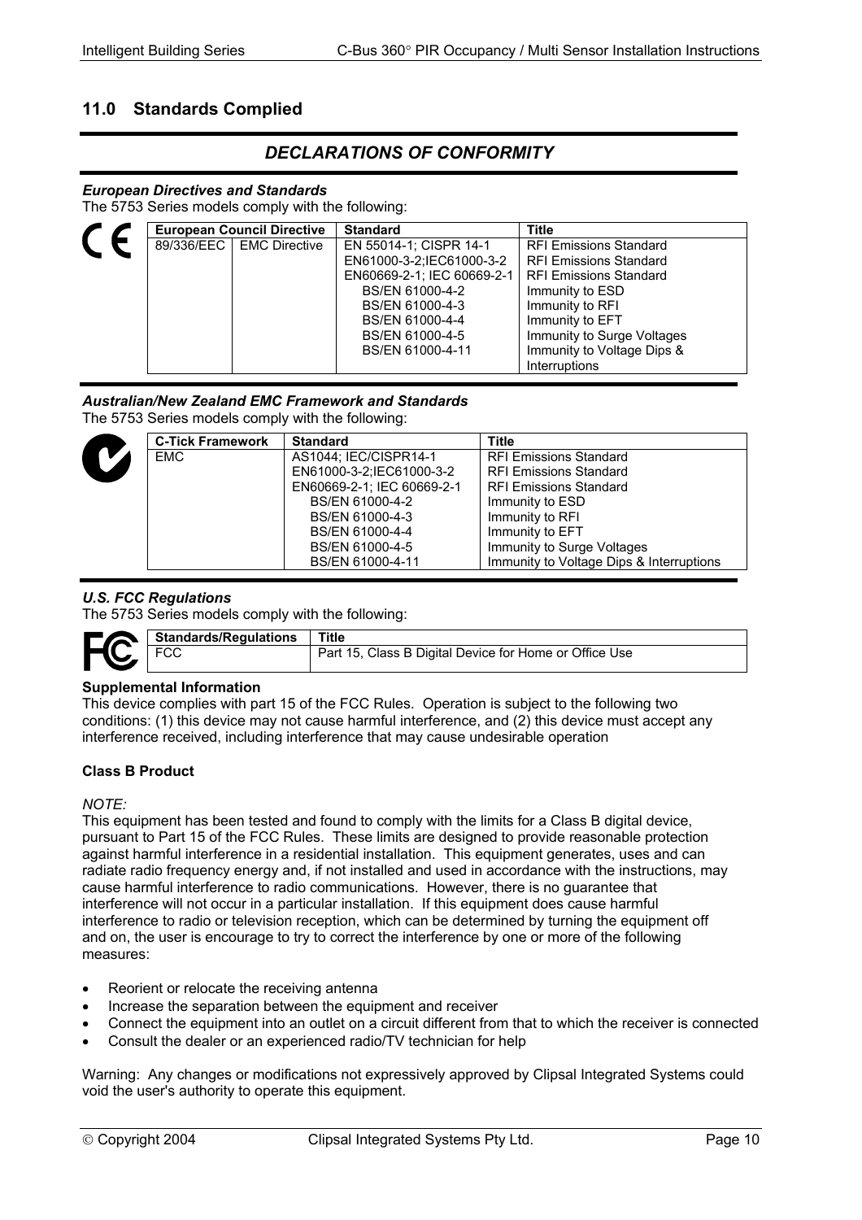## 11.0 Standards Complied

### *DECLARATIONS OF CONFORMITY*

***European Directives and Standards***

The 5753 Series models comply with the following:

| European Council Directive | | Standard | Title |
|---|---|---|---|
| 89/336/EEC | EMC Directive | EN 55014-1; CISPR 14-1 | RFI Emissions Standard |
| | | EN61000-3-2;IEC61000-3-2 | RFI Emissions Standard |
| | | EN60669-2-1; IEC 60669-2-1 | RFI Emissions Standard |
| | | BS/EN 61000-4-2 | Immunity to ESD |
| | | BS/EN 61000-4-3 | Immunity to RFI |
| | | BS/EN 61000-4-4 | Immunity to EFT |
| | | BS/EN 61000-4-5 | Immunity to Surge Voltages |
| | | BS/EN 61000-4-11 | Immunity to Voltage Dips & Interruptions |

***Australian/New Zealand EMC Framework and Standards***

The 5753 Series models comply with the following:

| C-Tick Framework | Standard | Title |
|---|---|---|
| EMC | AS1044; IEC/CISPR14-1 | RFI Emissions Standard |
| | EN61000-3-2;IEC61000-3-2 | RFI Emissions Standard |
| | EN60669-2-1; IEC 60669-2-1 | RFI Emissions Standard |
| | BS/EN 61000-4-2 | Immunity to ESD |
| | BS/EN 61000-4-3 | Immunity to RFI |
| | BS/EN 61000-4-4 | Immunity to EFT |
| | BS/EN 61000-4-5 | Immunity to Surge Voltages |
| | BS/EN 61000-4-11 | Immunity to Voltage Dips & Interruptions |

***U.S. FCC Regulations***

The 5753 Series models comply with the following:

| Standards/Regulations | Title |
|---|---|
| FCC | Part 15, Class B Digital Device for Home or Office Use |

**Supplemental Information**

This device complies with part 15 of the FCC Rules. Operation is subject to the following two conditions: (1) this device may not cause harmful interference, and (2) this device must accept any interference received, including interference that may cause undesirable operation

**Class B Product**

*NOTE:*

This equipment has been tested and found to comply with the limits for a Class B digital device, pursuant to Part 15 of the FCC Rules. These limits are designed to provide reasonable protection against harmful interference in a residential installation. This equipment generates, uses and can radiate radio frequency energy and, if not installed and used in accordance with the instructions, may cause harmful interference to radio communications. However, there is no guarantee that interference will not occur in a particular installation. If this equipment does cause harmful interference to radio or television reception, which can be determined by turning the equipment off and on, the user is encourage to try to correct the interference by one or more of the following measures:

- Reorient or relocate the receiving antenna
- Increase the separation between the equipment and receiver
- Connect the equipment into an outlet on a circuit different from that to which the receiver is connected
- Consult the dealer or an experienced radio/TV technician for help

Warning: Any changes or modifications not expressively approved by Clipsal Integrated Systems could void the user's authority to operate this equipment.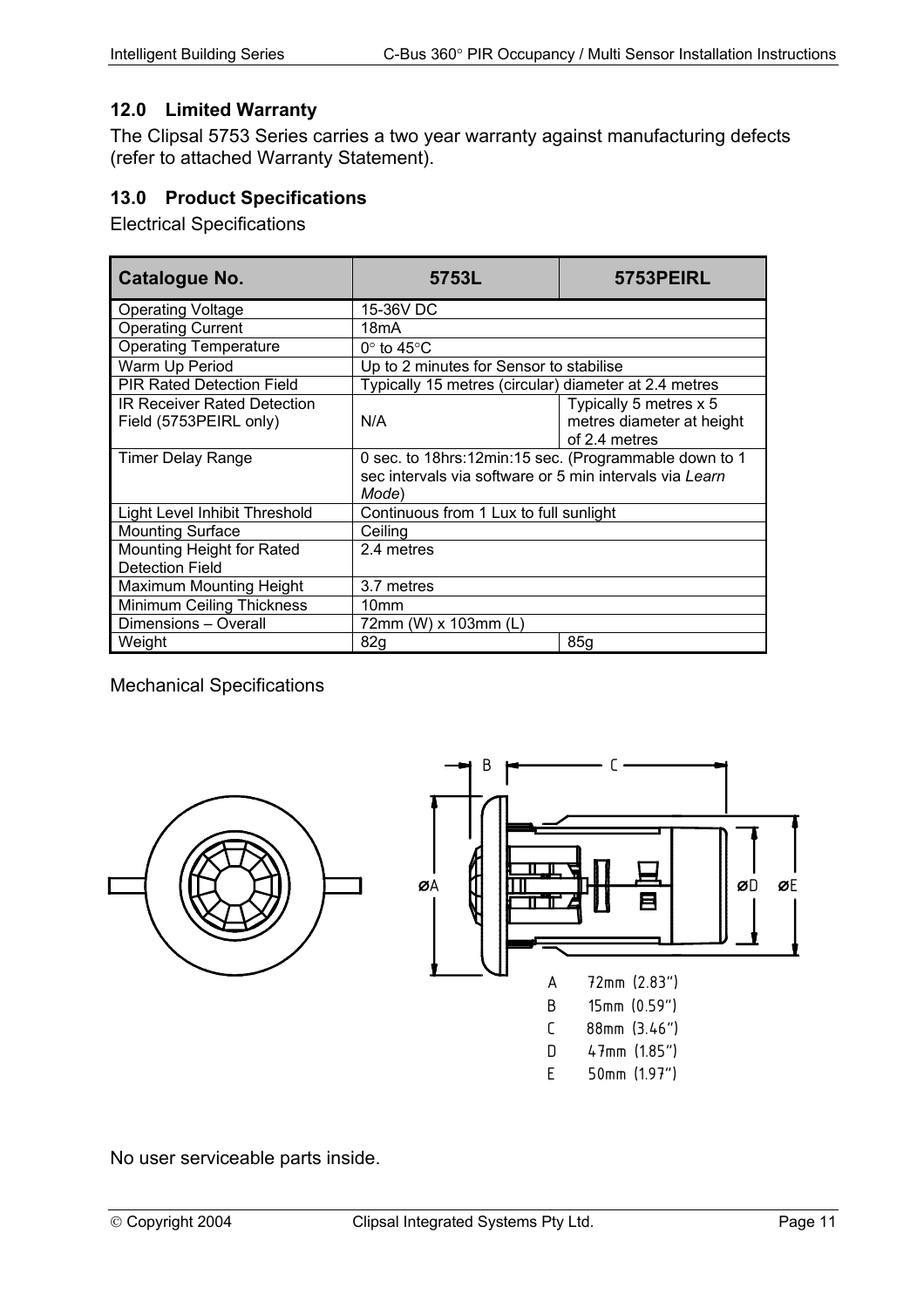## 12.0 Limited Warranty

The Clipsal 5753 Series carries a two year warranty against manufacturing defects (refer to attached Warranty Statement).

## 13.0 Product Specifications

Electrical Specifications

| Catalogue No. | 5753L | 5753PEIRL |
|---|---|---|
| Operating Voltage | 15-36V DC | |
| Operating Current | 18mA | |
| Operating Temperature | 0° to 45°C | |
| Warm Up Period | Up to 2 minutes for Sensor to stabilise | |
| PIR Rated Detection Field | Typically 15 metres (circular) diameter at 2.4 metres | |
| IR Receiver Rated Detection Field (5753PEIRL only) | N/A | Typically 5 metres x 5 metres diameter at height of 2.4 metres |
| Timer Delay Range | 0 sec. to 18hrs:12min:15 sec. (Programmable down to 1 sec intervals via software or 5 min intervals via *Learn Mode*) | |
| Light Level Inhibit Threshold | Continuous from 1 Lux to full sunlight | |
| Mounting Surface | Ceiling | |
| Mounting Height for Rated Detection Field | 2.4 metres | |
| Maximum Mounting Height | 3.7 metres | |
| Minimum Ceiling Thickness | 10mm | |
| Dimensions – Overall | 72mm (W) x 103mm (L) | |
| Weight | 82g | 85g |

Mechanical Specifications

| | |
|---|---|
| A | 72mm (2.83") |
| B | 15mm (0.59") |
| C | 88mm (3.46") |
| D | 47mm (1.85") |
| E | 50mm (1.97") |

No user serviceable parts inside.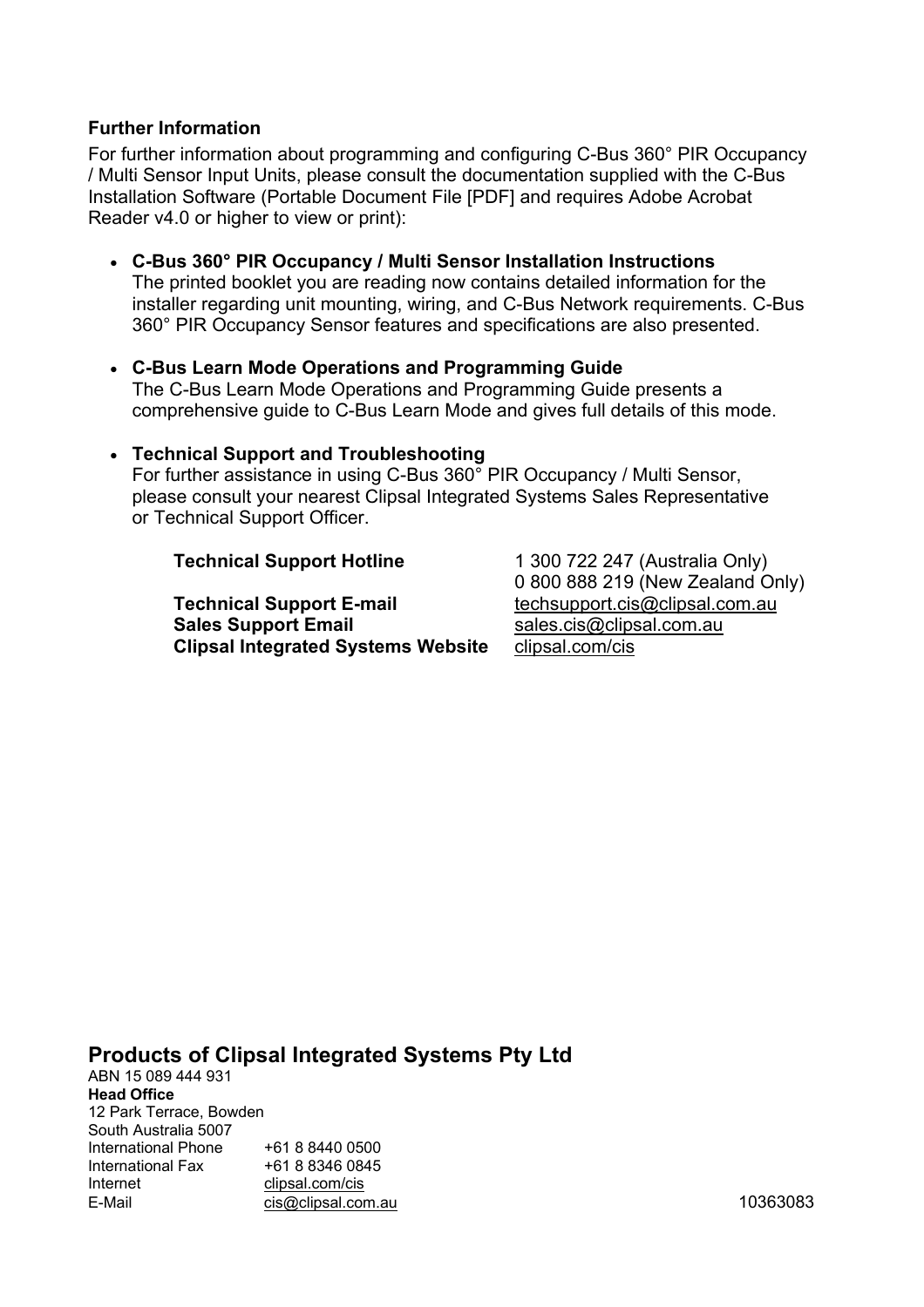### Further Information

For further information about programming and configuring C-Bus 360° PIR Occupancy / Multi Sensor Input Units, please consult the documentation supplied with the C-Bus Installation Software (Portable Document File [PDF] and requires Adobe Acrobat Reader v4.0 or higher to view or print):

- **C-Bus 360° PIR Occupancy / Multi Sensor Installation Instructions**
  The printed booklet you are reading now contains detailed information for the installer regarding unit mounting, wiring, and C-Bus Network requirements. C-Bus 360° PIR Occupancy Sensor features and specifications are also presented.

- **C-Bus Learn Mode Operations and Programming Guide**
  The C-Bus Learn Mode Operations and Programming Guide presents a comprehensive guide to C-Bus Learn Mode and gives full details of this mode.

- **Technical Support and Troubleshooting**
  For further assistance in using C-Bus 360° PIR Occupancy / Multi Sensor, please consult your nearest Clipsal Integrated Systems Sales Representative or Technical Support Officer.

| | |
|---|---|
| **Technical Support Hotline** | 1 300 722 247 (Australia Only)<br>0 800 888 219 (New Zealand Only) |
| **Technical Support E-mail** | techsupport.cis@clipsal.com.au |
| **Sales Support Email** | sales.cis@clipsal.com.au |
| **Clipsal Integrated Systems Website** | clipsal.com/cis |

## Products of Clipsal Integrated Systems Pty Ltd

ABN 15 089 444 931

**Head Office**

12 Park Terrace, Bowden
South Australia 5007

| | |
|---|---|
| International Phone | +61 8 8440 0500 |
| International Fax | +61 8 8346 0845 |
| Internet | clipsal.com/cis |
| E-Mail | cis@clipsal.com.au |

10363083